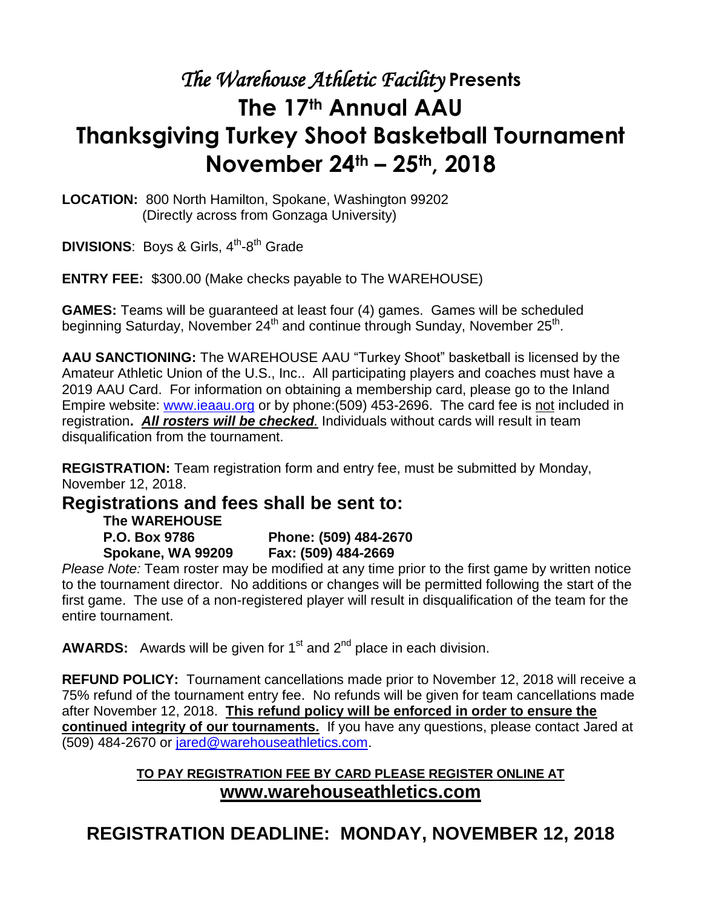# *The Warehouse Athletic Facility* Presents

# The 17th Annual AAU Thanksgiving Turkey Shoot Basketball Tournament

# November 24th – 25th, 2018

**LOCATION:** 800 North Hamilton, Spokane, Washington 99202
(Directly across from Gonzaga University)

**DIVISIONS**: Boys & Girls, 4th-8th Grade

**ENTRY FEE:** $300.00 (Make checks payable to The WAREHOUSE)

**GAMES:** Teams will be guaranteed at least four (4) games. Games will be scheduled beginning Saturday, November 24th and continue through Sunday, November 25th.

**AAU SANCTIONING:** The WAREHOUSE AAU "Turkey Shoot" basketball is licensed by the Amateur Athletic Union of the U.S., Inc.. All participating players and coaches must have a 2019 AAU Card. For information on obtaining a membership card, please go to the Inland Empire website: www.ieaau.org or by phone:(509) 453-2696. The card fee is not included in registration**.** ***All rosters will be checked.*** Individuals without cards will result in team disqualification from the tournament.

**REGISTRATION:** Team registration form and entry fee, must be submitted by Monday, November 12, 2018.

## Registrations and fees shall be sent to:

**The WAREHOUSE**
**P.O. Box 9786** **Phone: (509) 484-2670**
**Spokane, WA 99209** **Fax: (509) 484-2669**

*Please Note:* Team roster may be modified at any time prior to the first game by written notice to the tournament director. No additions or changes will be permitted following the start of the first game. The use of a non-registered player will result in disqualification of the team for the entire tournament.

**AWARDS:** Awards will be given for 1st and 2nd place in each division.

**REFUND POLICY:** Tournament cancellations made prior to November 12, 2018 will receive a 75% refund of the tournament entry fee. No refunds will be given for team cancellations made after November 12, 2018. **This refund policy will be enforced in order to ensure the continued integrity of our tournaments.** If you have any questions, please contact Jared at (509) 484-2670 or jared@warehouseathletics.com.

**TO PAY REGISTRATION FEE BY CARD PLEASE REGISTER ONLINE AT**
**www.warehouseathletics.com**

## REGISTRATION DEADLINE: MONDAY, NOVEMBER 12, 2018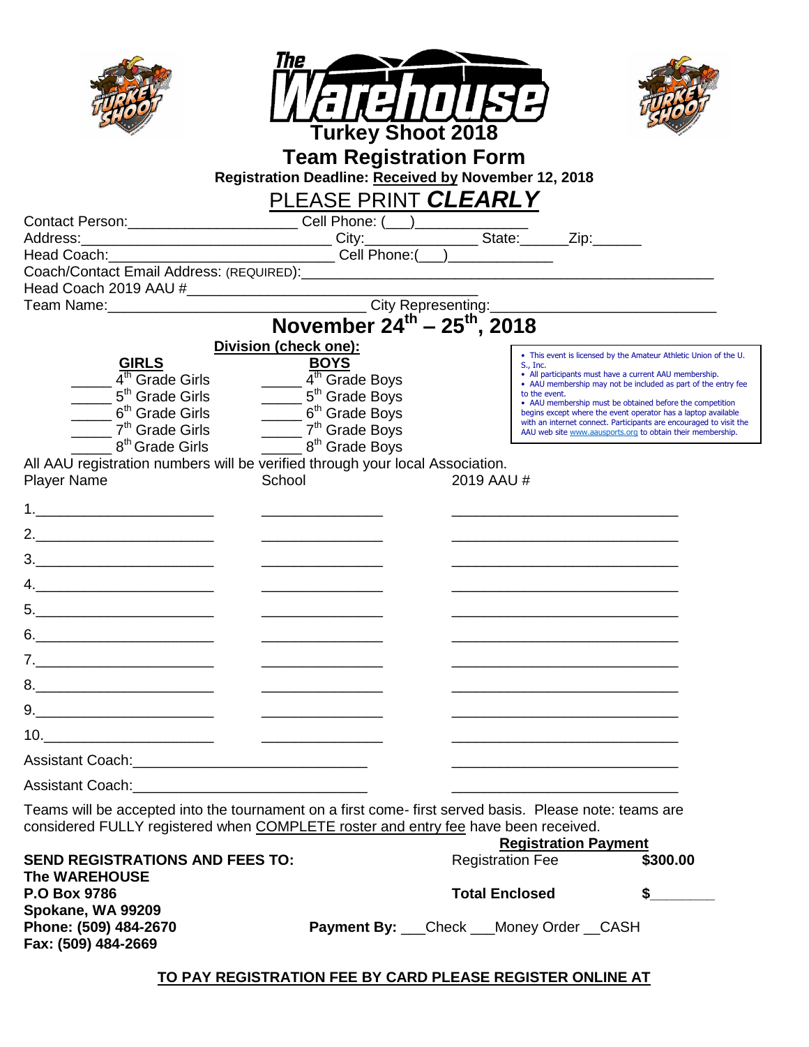# The Warehouse Turkey Shoot 2018

## Team Registration Form

**Registration Deadline: Received by November 12, 2018**

PLEASE PRINT ***CLEARLY***

Contact Person:____________________ Cell Phone: (___)_____________

Address:______________________________ City:_____________ State:______Zip:______

Head Coach:____________________________ Cell Phone:(___)____________

Coach/Contact Email Address: (REQUIRED):_______________________________________________

Head Coach 2019 AAU #__________________________________

Team Name:____________________________ City Representing:_________________________

## November 24th – 25th, 2018

**Division (check one):**

| **GIRLS** | **BOYS** |
|---|---|
| _____ 4th Grade Girls | _____ 4th Grade Boys |
| _____ 5th Grade Girls | _____ 5th Grade Boys |
| _____ 6th Grade Girls | _____ 6th Grade Boys |
| _____ 7th Grade Girls | _____ 7th Grade Boys |
| _____ 8th Grade Girls | _____ 8th Grade Boys |

- This event is licensed by the Amateur Athletic Union of the U. S., Inc.
- All participants must have a current AAU membership.
- AAU membership may not be included as part of the entry fee to the event.
- AAU membership must be obtained before the competition begins except where the event operator has a laptop available with an internet connect. Participants are encouraged to visit the AAU web site www.aausports.org to obtain their membership.

All AAU registration numbers will be verified through your local Association.

| Player Name | School | 2019 AAU # |
|---|---|---|
| 1.______________________ | _______________ | ___________________________ |
| 2.______________________ | _______________ | ___________________________ |
| 3.______________________ | _______________ | ___________________________ |
| 4.______________________ | _______________ | ___________________________ |
| 5.______________________ | _______________ | ___________________________ |
| 6.______________________ | _______________ | ___________________________ |
| 7.______________________ | _______________ | ___________________________ |
| 8.______________________ | _______________ | ___________________________ |
| 9.______________________ | _______________ | ___________________________ |
| 10._____________________ | _______________ | ___________________________ |
| Assistant Coach:_____________________________ | | ___________________________ |
| Assistant Coach:_____________________________ | | ___________________________ |

Teams will be accepted into the tournament on a first come- first served basis. Please note: teams are considered FULLY registered when COMPLETE roster and entry fee have been received.

**SEND REGISTRATIONS AND FEES TO:**
**The WAREHOUSE**
**P.O Box 9786**
**Spokane, WA 99209**
**Phone: (509) 484-2670**
**Fax: (509) 484-2669**

| **Registration Payment** | |
|---|---|
| Registration Fee | **$300.00** |
| **Total Enclosed** | **$________** |

**Payment By:** ___Check ___Money Order __CASH

**TO PAY REGISTRATION FEE BY CARD PLEASE REGISTER ONLINE AT**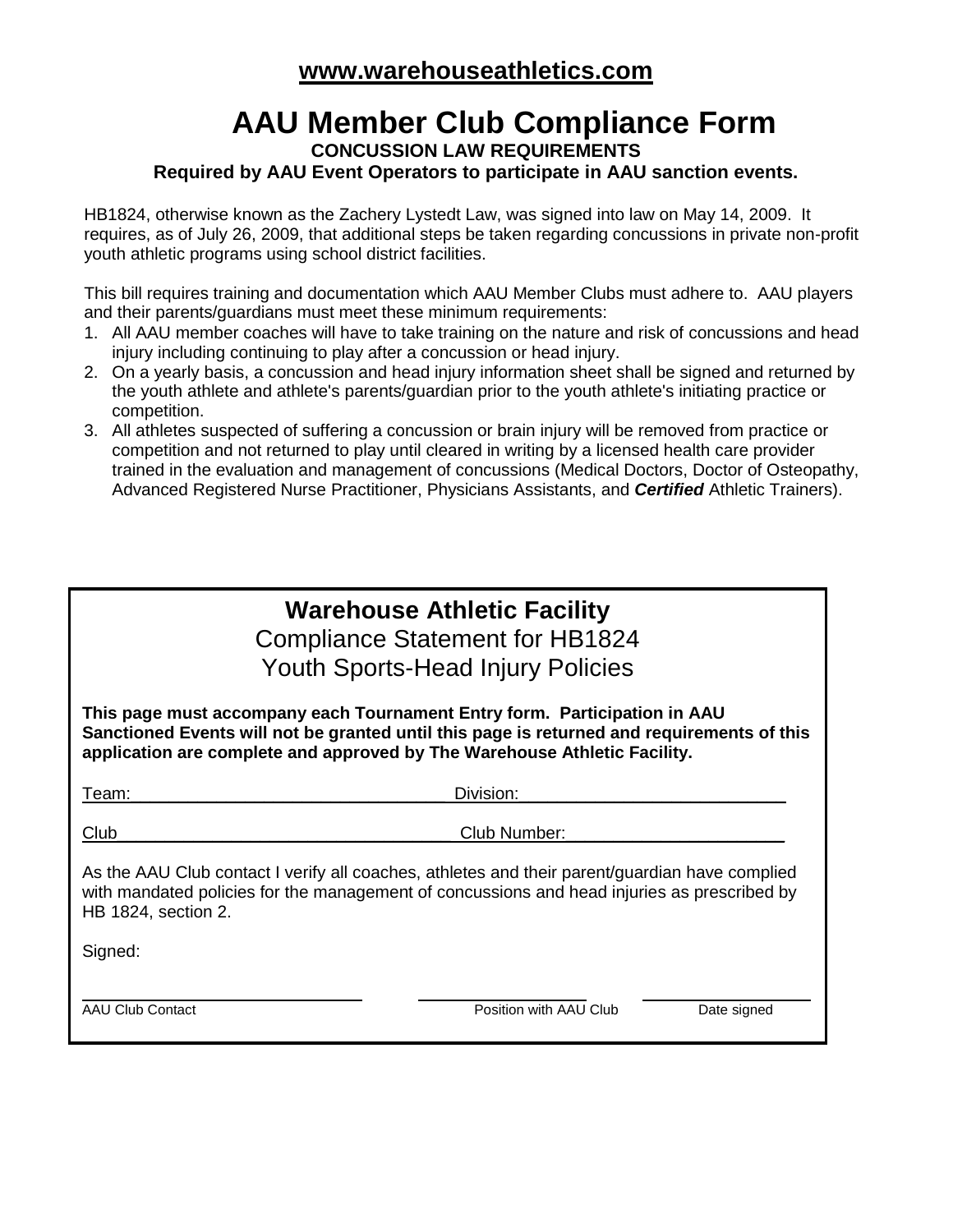**www.warehouseathletics.com**

# AAU Member Club Compliance Form

**CONCUSSION LAW REQUIREMENTS**

**Required by AAU Event Operators to participate in AAU sanction events.**

HB1824, otherwise known as the Zachery Lystedt Law, was signed into law on May 14, 2009. It requires, as of July 26, 2009, that additional steps be taken regarding concussions in private non-profit youth athletic programs using school district facilities.

This bill requires training and documentation which AAU Member Clubs must adhere to. AAU players and their parents/guardians must meet these minimum requirements:

1. All AAU member coaches will have to take training on the nature and risk of concussions and head injury including continuing to play after a concussion or head injury.
2. On a yearly basis, a concussion and head injury information sheet shall be signed and returned by the youth athlete and athlete's parents/guardian prior to the youth athlete's initiating practice or competition.
3. All athletes suspected of suffering a concussion or brain injury will be removed from practice or competition and not returned to play until cleared in writing by a licensed health care provider trained in the evaluation and management of concussions (Medical Doctors, Doctor of Osteopathy, Advanced Registered Nurse Practitioner, Physicians Assistants, and ***Certified*** Athletic Trainers).

## Warehouse Athletic Facility

Compliance Statement for HB1824

Youth Sports-Head Injury Policies

**This page must accompany each Tournament Entry form. Participation in AAU Sanctioned Events will not be granted until this page is returned and requirements of this application are complete and approved by The Warehouse Athletic Facility.**

Team:\_\_\_\_\_\_\_\_\_\_\_\_\_\_\_\_\_\_\_\_\_\_\_\_\_\_\_\_\_\_\_\_ Division:\_\_\_\_\_\_\_\_\_\_\_\_\_\_\_\_\_\_\_\_\_\_\_\_\_\_\_\_

Club\_\_\_\_\_\_\_\_\_\_\_\_\_\_\_\_\_\_\_\_\_\_\_\_\_\_\_\_\_\_\_\_\_\_ Club Number:\_\_\_\_\_\_\_\_\_\_\_\_\_\_\_\_\_\_\_\_\_\_

As the AAU Club contact I verify all coaches, athletes and their parent/guardian have complied with mandated policies for the management of concussions and head injuries as prescribed by HB 1824, section 2.

Signed:

\_\_\_\_\_\_\_\_\_\_\_\_\_\_\_\_\_\_\_\_\_\_\_\_\_\_\_\_ \_\_\_\_\_\_\_\_\_\_\_\_\_\_\_\_\_\_\_\_ \_\_\_\_\_\_\_\_\_\_\_\_\_\_\_\_\_\_

AAU Club Contact Position with AAU Club Date signed